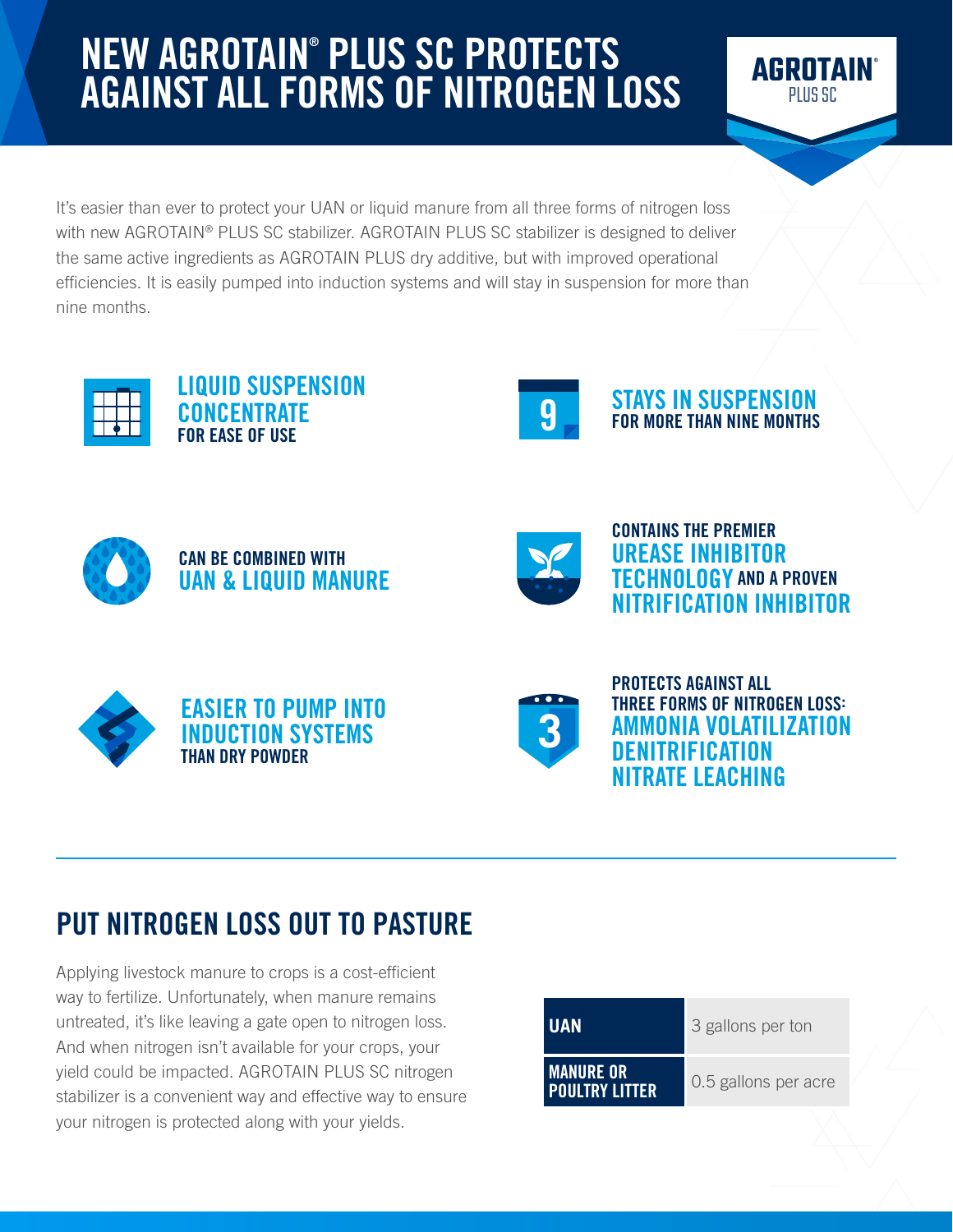# NEW AGROTAIN® PLUS SC PROTECTS AGAINST ALL FORMS OF NITROGEN LOSS

AGROTAIN® PLUS SC

It's easier than ever to protect your UAN or liquid manure from all three forms of nitrogen loss with new AGROTAIN® PLUS SC stabilizer. AGROTAIN PLUS SC stabilizer is designed to deliver the same active ingredients as AGROTAIN PLUS dry additive, but with improved operational efficiencies. It is easily pumped into induction systems and will stay in suspension for more than nine months.

**LIQUID SUSPENSION CONCENTRATE** FOR EASE OF USE

**STAYS IN SUSPENSION** FOR MORE THAN NINE MONTHS

CAN BE COMBINED WITH **UAN & LIQUID MANURE**

CONTAINS THE PREMIER **UREASE INHIBITOR TECHNOLOGY** AND A PROVEN **NITRIFICATION INHIBITOR**

**EASIER TO PUMP INTO INDUCTION SYSTEMS** THAN DRY POWDER

PROTECTS AGAINST ALL THREE FORMS OF NITROGEN LOSS:
**AMMONIA VOLATILIZATION**
**DENITRIFICATION**
**NITRATE LEACHING**

## PUT NITROGEN LOSS OUT TO PASTURE

Applying livestock manure to crops is a cost-efficient way to fertilize. Unfortunately, when manure remains untreated, it's like leaving a gate open to nitrogen loss. And when nitrogen isn't available for your crops, your yield could be impacted. AGROTAIN PLUS SC nitrogen stabilizer is a convenient way and effective way to ensure your nitrogen is protected along with your yields.

| | |
|---|---|
| UAN | 3 gallons per ton |
| MANURE OR POULTRY LITTER | 0.5 gallons per acre |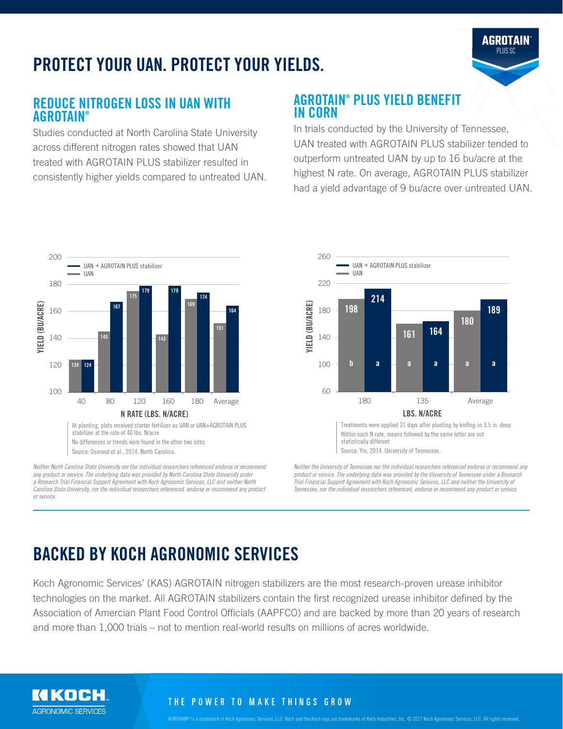# PROTECT YOUR UAN. PROTECT YOUR YIELDS.

AGROTAIN® PLUS SC

## REDUCE NITROGEN LOSS IN UAN WITH AGROTAIN®

Studies conducted at North Carolina State University across different nitrogen rates showed that UAN treated with AGROTAIN PLUS stabilizer resulted in consistently higher yields compared to untreated UAN.

YIELD (BU/ACRE)

200
180
160
140
120
100

UAN + AGROTAIN PLUS stabilizer
UAN

124 124
145 167
175 179
143 179
169 174
151 164

40
80
120
160
180
Average

N RATE (LBS. N/ACRE)

At planting, plots received starter fertilizer as UAN or UAN+AGROTAIN PLUS stabilizer at the rate of 40 lbs. N/acre

No differences or trends were found in the other two sites

Source: Osmond et al., 2014. North Carolina.

*Neither North Carolina State University nor the individual researchers referenced endorse or recommend any product or service. The underlying data was provided by North Carolina State University under a Research Trial Financial Support Agreement with Koch Agronomic Services, LLC and neither North Carolina State University, nor the individual researchers referenced, endorse or recommend any product or service.*

## AGROTAIN® PLUS YIELD BENEFIT IN CORN

In trials conducted by the University of Tennessee, UAN treated with AGROTAIN PLUS stabilizer tended to outperform untreated UAN by up to 16 bu/acre at the highest N rate. On average, AGROTAIN PLUS stabilizer had a yield advantage of 9 bu/acre over untreated UAN.

YIELD (BU/ACRE)

260
220
180
140
100
60

UAN + AGROTAIN PLUS stabilizer
UAN

198 b
214 a
161 a
164 a
180 a
189 a

180
135
Average

LBS. N/ACRE

Treatments were applied 21 days after planting by knifing-in 3.5 in. deep

Within each N rate, means followed by the same letter are not statistically different

Source: Yin, 2014. University of Tennessee.

*Neither the University of Tennessee nor the individual researchers referenced endorse or recommend any product or service. The underlying data was provided by the University of Tennessee under a Research Trial Financial Support Agreement with Koch Agronomic Services, LLC and neither the University of Tennessee, nor the individual researchers referenced, endorse or recommend any product or service.*

# BACKED BY KOCH AGRONOMIC SERVICES

Koch Agronomic Services' (KAS) AGROTAIN nitrogen stabilizers are the most research-proven urease inhibitor technologies on the market. All AGROTAIN stabilizers contain the first recognized urease inhibitor defined by the Association of Amercian Plant Food Control Officials (AAPFCO) and are backed by more than 20 years of research and more than 1,000 trials – not to mention real-world results on millions of acres worldwide.

KOCH AGRONOMIC SERVICES

THE POWER TO MAKE THINGS GROW

AGROTAIN® is a trademark of Koch Agronomic Services, LLC. Koch and the Koch logo are trademarks of Koch Industries, Inc. © 2017 Koch Agronomic Services, LLC. All rights reserved.